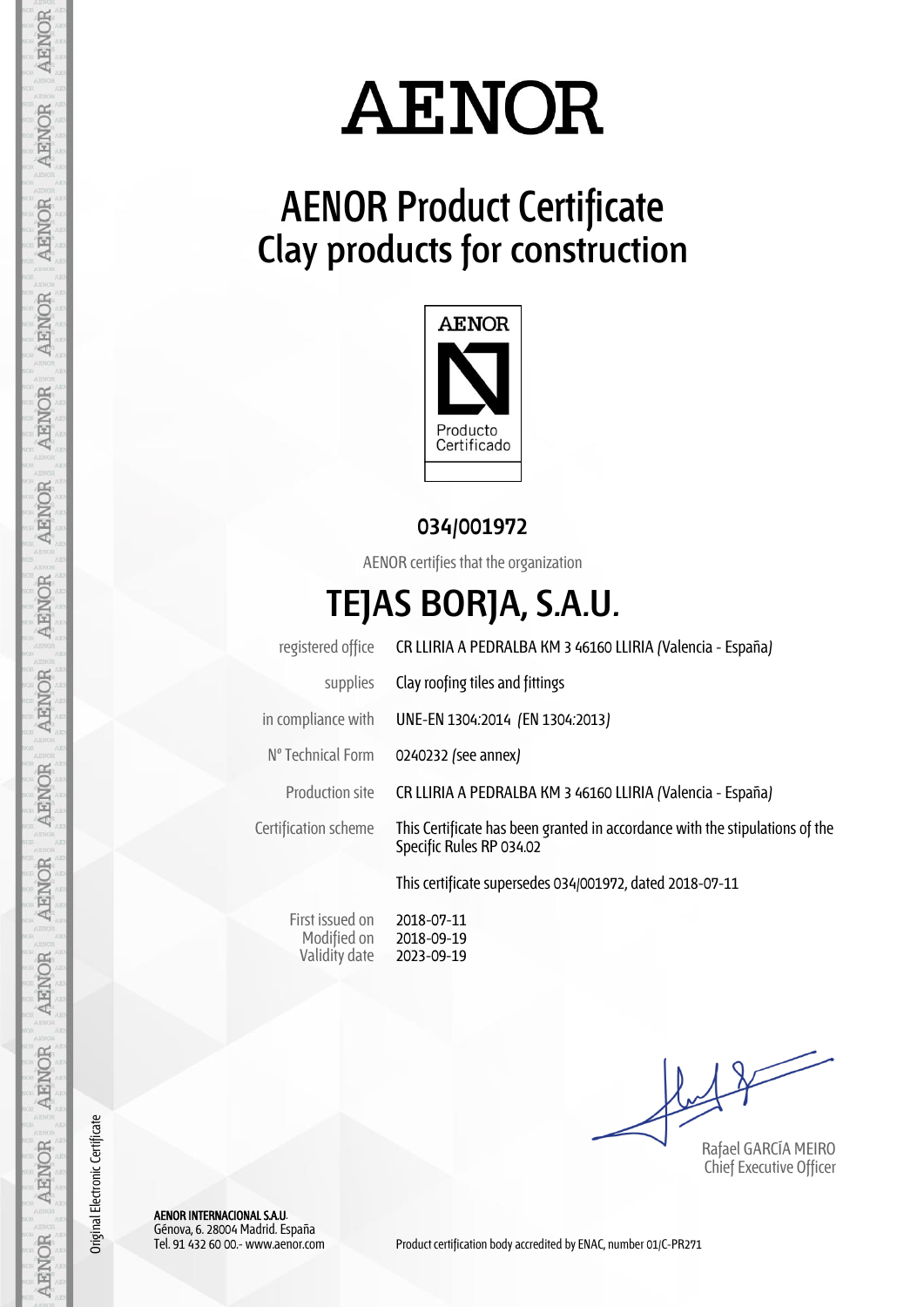# AENOR

## AENOR Product Certificate
## Clay products for construction

AENOR

Producto Certificado

**034/001972**

AENOR certifies that the organization

# TEJAS BORJA, S.A.U.

| | |
|---|---|
| registered office | CR LLIRIA A PEDRALBA KM 3 46160 LLIRIA (Valencia - España) |
| supplies | Clay roofing tiles and fittings |
| in compliance with | UNE-EN 1304:2014 (EN 1304:2013) |
| Nº Technical Form | 0240232 (see annex) |
| Production site | CR LLIRIA A PEDRALBA KM 3 46160 LLIRIA (Valencia - España) |
| Certification scheme | This Certificate has been granted in accordance with the stipulations of the Specific Rules RP 034.02 |
| | This certificate supersedes 034/001972, dated 2018-07-11 |
| First issued on | 2018-07-11 |
| Modified on | 2018-09-19 |
| Validity date | 2023-09-19 |

Rafael GARCÍA MEIRO
Chief Executive Officer

Original Electronic Certificate

**AENOR INTERNACIONAL S.A.U.**
Génova, 6. 28004 Madrid. España
Tel. 91 432 60 00.- www.aenor.com

Product certification body accredited by ENAC, number 01/C-PR271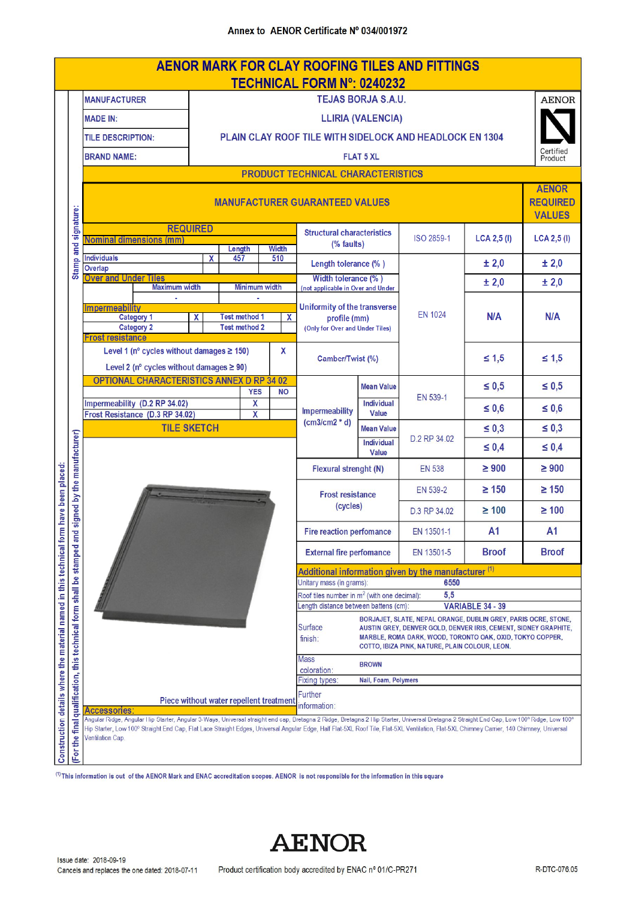Annex to AENOR Certificate Nº 034/001972

# AENOR MARK FOR CLAY ROOFING TILES AND FITTINGS
## TECHNICAL FORM Nº: 0240232

| | |
|---|---|
| MANUFACTURER | TEJAS BORJA S.A.U. |
| MADE IN: | LLIRIA (VALENCIA) |
| TILE DESCRIPTION: | PLAIN CLAY ROOF TILE WITH SIDELOCK AND HEADLOCK EN 1304 |
| BRAND NAME: | FLAT 5 XL |

AENOR Certified Product

### PRODUCT TECHNICAL CHARACTERISTICS

**REQUIRED**

**Nominal dimensions (mm)**

| | | Length | Width |
|---|---|---|---|
| Individuals | X | 457 | 510 |
| Overlap | | | |

**Over and Under Tiles**

| Maximum width | Minimum width |
|---|---|
| - | - |

**Impermeability**

| | | | |
|---|---|---|---|
| Category 1 | X | Test method 1 | X |
| Category 2 | | Test method 2 | |

**Frost resistance**

| | |
|---|---|
| Level 1 (nº cycles without damages ≥ 150) | X |
| Level 2 (nº cycles without damages ≥ 90) | |

**OPTIONAL CHARACTERISTICS ANNEX D RP 34 02**

| | YES | NO |
|---|---|---|
| Impermeability (D.2 RP 34.02) | X | |
| Frost Resistance (D.3 RP 34.02) | X | |

**TILE SKETCH**

Piece without water repellent treatment

| MANUFACTURER GUARANTEED VALUES | | | | AENOR REQUIRED VALUES |
|---|---|---|---|---|
| Structural characteristics (% faults) | | ISO 2859-1 | LCA 2,5 (I) | LCA 2,5 (I) |
| Length tolerance (%) | | EN 1024 | ± 2,0 | ± 2,0 |
| Width tolerance (%) (not applicable in Over and Under | | EN 1024 | ± 2,0 | ± 2,0 |
| Uniformity of the transverse profile (mm) (Only for Over and Under Tiles) | | EN 1024 | N/A | N/A |
| Camber/Twist (%) | | EN 1024 | ≤ 1,5 | ≤ 1,5 |
| Impermeability (cm3/cm2 * d) | Mean Value | EN 539-1 | ≤ 0,5 | ≤ 0,5 |
| | Individual Value | EN 539-1 | ≤ 0,6 | ≤ 0,6 |
| | Mean Value | D.2 RP 34.02 | ≤ 0,3 | ≤ 0,3 |
| | Individual Value | D.2 RP 34.02 | ≤ 0,4 | ≤ 0,4 |
| Flexural strenght (N) | | EN 538 | ≥ 900 | ≥ 900 |
| Frost resistance (cycles) | | EN 539-2 | ≥ 150 | ≥ 150 |
| | | D.3 RP 34.02 | ≥ 100 | ≥ 100 |
| Fire reaction perfomance | | EN 13501-1 | A1 | A1 |
| External fire perfomance | | EN 13501-5 | Broof | Broof |

**Additional information given by the manufacturer [(1)]**

| | |
|---|---|
| Unitary mass (in grams): | 6550 |
| Roof tiles number in $m^2$ (with one decimal): | 5,5 |
| Length distance between battens (cm): | VARIABLE 34 - 39 |
| Surface finish: | BORJAJET, SLATE, NEPAL ORANGE, DUBLIN GREY, PARIS OCRE, STONE, AUSTIN GREY, DENVER GOLD, DENVER IRIS, CEMENT, SIDNEY GRAPHITE, MARBLE, ROMA DARK, WOOD, TORONTO OAK, OXID, TOKYO COPPER, COTTO, IBIZA PINK, NATURE, PLAIN COLOUR, LEON. |
| Mass coloration: | BROWN |
| Fixing types: | Nail, Foam, Polymers |
| Further information: | |

**Accessories:**

Angular Ridge, Angular l lip Starter, Angular 3-Ways, Universal straight end cap, Bretagna 2 Ridge, Bretagna 2 l lip Starter, Universal Bretagna 2 Straight End Cap, Low 100º Ridge, Low 100º Hip Starter, Low 100º Straight End Cap, Flat Lace Straight Edges, Universal Angular Edge, Half Flat-5XL Roof Tile, Flat-5XL Ventilation, Flat-5XL Chimney Carrier, 140 Chimney, Universal Ventilation Cap.

Stamp and signature:

(For the final qualification, this technical form shall be stamped and signed by the manufacturer)

Construction details where the material named in this technical form have been placed:

[(1)] This information is out of the AENOR Mark and ENAC accreditation scopes. AENOR is not responsible for the information in this square

AENOR

Issue date: 2018-09-19

Cancels and replaces the one dated: 2018-07-11

Product certification body accredited by ENAC nº 01/C-PR271

R-DTC-076.05